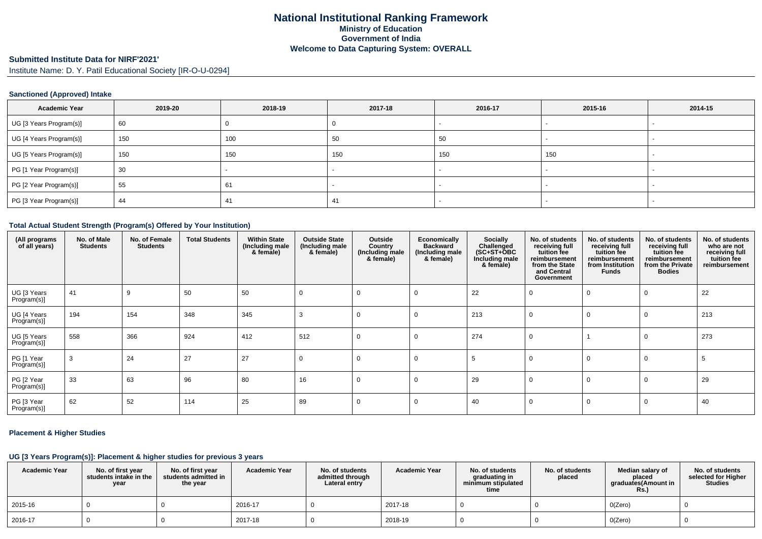# National Institutional Ranking Framework
## Ministry of Education
## Government of India
## Welcome to Data Capturing System: OVERALL

### Submitted Institute Data for NIRF'2021'

Institute Name: D. Y. Patil Educational Society [IR-O-U-0294]

#### Sanctioned (Approved) Intake

| Academic Year | 2019-20 | 2018-19 | 2017-18 | 2016-17 | 2015-16 | 2014-15 |
|---|---|---|---|---|---|---|
| UG [3 Years Program(s)] | 60 | 0 | 0 | - | - | - |
| UG [4 Years Program(s)] | 150 | 100 | 50 | 50 | - | - |
| UG [5 Years Program(s)] | 150 | 150 | 150 | 150 | 150 | - |
| PG [1 Year Program(s)] | 30 | - | - | - | - | - |
| PG [2 Year Program(s)] | 55 | 61 | - | - | - | - |
| PG [3 Year Program(s)] | 44 | 41 | 41 | - | - | - |

#### Total Actual Student Strength (Program(s) Offered by Your Institution)

| (All programs of all years) | No. of Male Students | No. of Female Students | Total Students | Within State (Including male & female) | Outside State (Including male & female) | Outside Country (Including male & female) | Economically Backward (Including male & female) | Socially Challenged (SC+ST+OBC Including male & female) | No. of students receiving full tuition fee reimbursement from the State and Central Government | No. of students receiving full tuition fee reimbursement from Institution Funds | No. of students receiving full tuition fee reimbursement from the Private Bodies | No. of students who are not receiving full tuition fee reimbursement |
|---|---|---|---|---|---|---|---|---|---|---|---|---|
| UG [3 Years Program(s)] | 41 | 9 | 50 | 50 | 0 | 0 | 0 | 22 | 0 | 0 | 0 | 22 |
| UG [4 Years Program(s)] | 194 | 154 | 348 | 345 | 3 | 0 | 0 | 213 | 0 | 0 | 0 | 213 |
| UG [5 Years Program(s)] | 558 | 366 | 924 | 412 | 512 | 0 | 0 | 274 | 0 | 1 | 0 | 273 |
| PG [1 Year Program(s)] | 3 | 24 | 27 | 27 | 0 | 0 | 0 | 5 | 0 | 0 | 0 | 5 |
| PG [2 Year Program(s)] | 33 | 63 | 96 | 80 | 16 | 0 | 0 | 29 | 0 | 0 | 0 | 29 |
| PG [3 Year Program(s)] | 62 | 52 | 114 | 25 | 89 | 0 | 0 | 40 | 0 | 0 | 0 | 40 |

#### Placement & Higher Studies

#### UG [3 Years Program(s)]: Placement & higher studies for previous 3 years

| Academic Year | No. of first year students intake in the year | No. of first year students admitted in the year | Academic Year | No. of students admitted through Lateral entry | Academic Year | No. of students graduating in minimum stipulated time | No. of students placed | Median salary of placed graduates(Amount in Rs.) | No. of students selected for Higher Studies |
|---|---|---|---|---|---|---|---|---|---|
| 2015-16 | 0 | 0 | 2016-17 | 0 | 2017-18 | 0 | 0 | 0(Zero) | 0 |
| 2016-17 | 0 | 0 | 2017-18 | 0 | 2018-19 | 0 | 0 | 0(Zero) | 0 |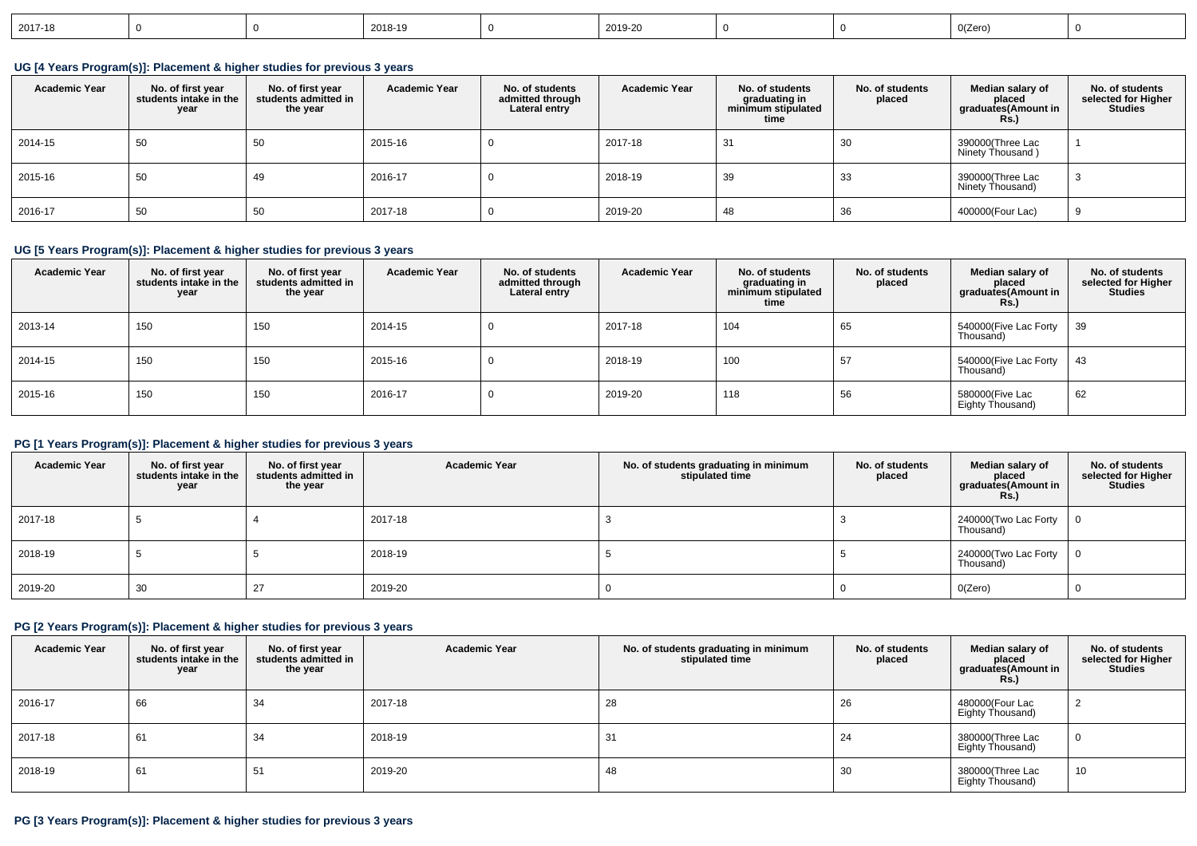| 2017-18 | 0 | 0 | 2018-19 | 0 | 2019-20 | 0 | 0 | 0(Zero) | 0 |
|---|---|---|---|---|---|---|---|---|---|

### UG [4 Years Program(s)]: Placement & higher studies for previous 3 years

| Academic Year | No. of first year students intake in the year | No. of first year students admitted in the year | Academic Year | No. of students admitted through Lateral entry | Academic Year | No. of students graduating in minimum stipulated time | No. of students placed | Median salary of placed graduates(Amount in Rs.) | No. of students selected for Higher Studies |
|---|---|---|---|---|---|---|---|---|---|
| 2014-15 | 50 | 50 | 2015-16 | 0 | 2017-18 | 31 | 30 | 390000(Three Lac Ninety Thousand ) | 1 |
| 2015-16 | 50 | 49 | 2016-17 | 0 | 2018-19 | 39 | 33 | 390000(Three Lac Ninety Thousand) | 3 |
| 2016-17 | 50 | 50 | 2017-18 | 0 | 2019-20 | 48 | 36 | 400000(Four Lac) | 9 |

### UG [5 Years Program(s)]: Placement & higher studies for previous 3 years

| Academic Year | No. of first year students intake in the year | No. of first year students admitted in the year | Academic Year | No. of students admitted through Lateral entry | Academic Year | No. of students graduating in minimum stipulated time | No. of students placed | Median salary of placed graduates(Amount in Rs.) | No. of students selected for Higher Studies |
|---|---|---|---|---|---|---|---|---|---|
| 2013-14 | 150 | 150 | 2014-15 | 0 | 2017-18 | 104 | 65 | 540000(Five Lac Forty Thousand) | 39 |
| 2014-15 | 150 | 150 | 2015-16 | 0 | 2018-19 | 100 | 57 | 540000(Five Lac Forty Thousand) | 43 |
| 2015-16 | 150 | 150 | 2016-17 | 0 | 2019-20 | 118 | 56 | 580000(Five Lac Eighty Thousand) | 62 |

### PG [1 Years Program(s)]: Placement & higher studies for previous 3 years

| Academic Year | No. of first year students intake in the year | No. of first year students admitted in the year | Academic Year | No. of students graduating in minimum stipulated time | No. of students placed | Median salary of placed graduates(Amount in Rs.) | No. of students selected for Higher Studies |
|---|---|---|---|---|---|---|---|
| 2017-18 | 5 | 4 | 2017-18 | 3 | 3 | 240000(Two Lac Forty Thousand) | 0 |
| 2018-19 | 5 | 5 | 2018-19 | 5 | 5 | 240000(Two Lac Forty Thousand) | 0 |
| 2019-20 | 30 | 27 | 2019-20 | 0 | 0 | 0(Zero) | 0 |

### PG [2 Years Program(s)]: Placement & higher studies for previous 3 years

| Academic Year | No. of first year students intake in the year | No. of first year students admitted in the year | Academic Year | No. of students graduating in minimum stipulated time | No. of students placed | Median salary of placed graduates(Amount in Rs.) | No. of students selected for Higher Studies |
|---|---|---|---|---|---|---|---|
| 2016-17 | 66 | 34 | 2017-18 | 28 | 26 | 480000(Four Lac Eighty Thousand) | 2 |
| 2017-18 | 61 | 34 | 2018-19 | 31 | 24 | 380000(Three Lac Eighty Thousand) | 0 |
| 2018-19 | 61 | 51 | 2019-20 | 48 | 30 | 380000(Three Lac Eighty Thousand) | 10 |

### PG [3 Years Program(s)]: Placement & higher studies for previous 3 years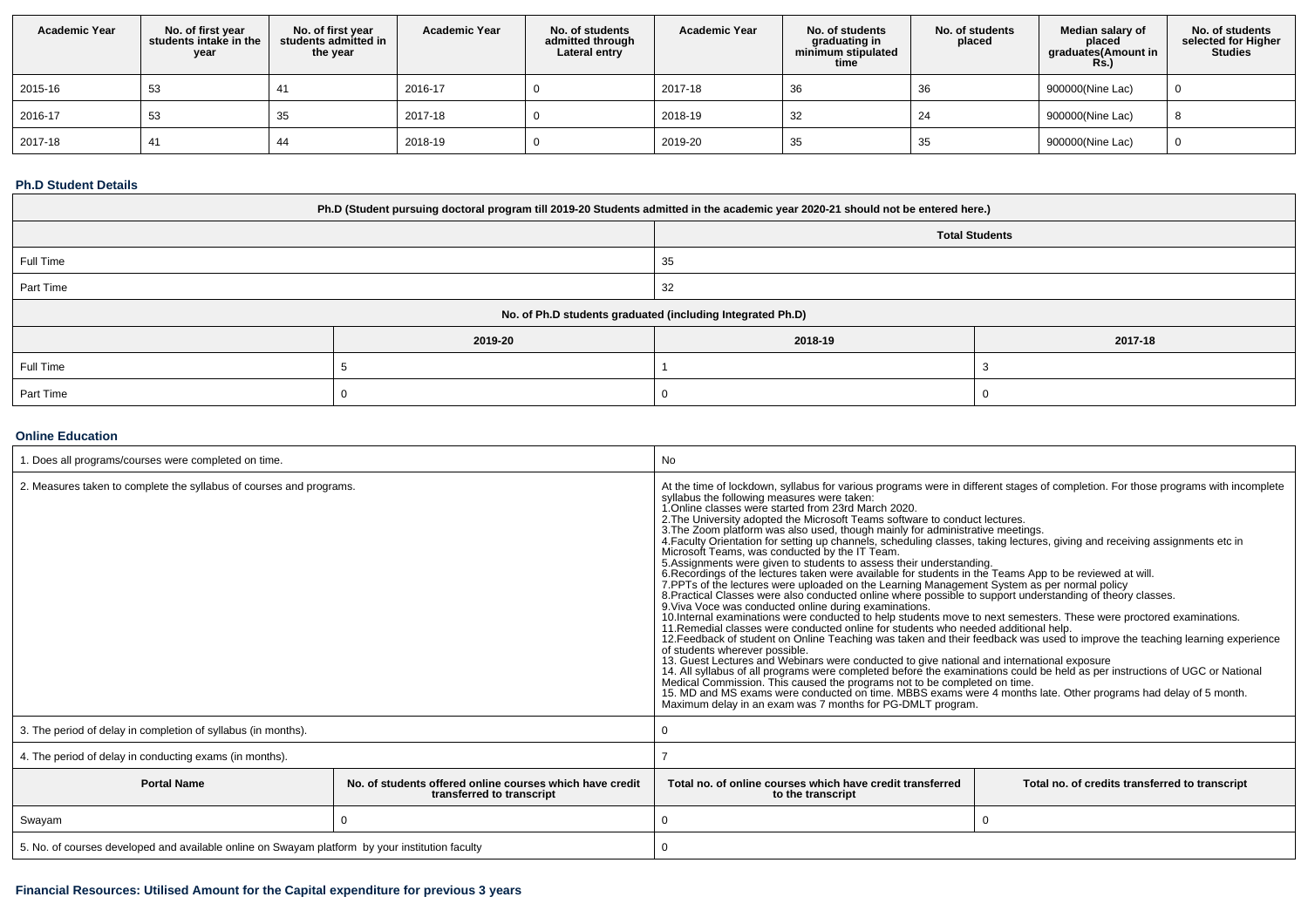| Academic Year | No. of first year students intake in the year | No. of first year students admitted in the year | Academic Year | No. of students admitted through Lateral entry | Academic Year | No. of students graduating in minimum stipulated time | No. of students placed | Median salary of placed graduates(Amount in Rs.) | No. of students selected for Higher Studies |
|---|---|---|---|---|---|---|---|---|---|
| 2015-16 | 53 | 41 | 2016-17 | 0 | 2017-18 | 36 | 36 | 900000(Nine Lac) | 0 |
| 2016-17 | 53 | 35 | 2017-18 | 0 | 2018-19 | 32 | 24 | 900000(Nine Lac) | 8 |
| 2017-18 | 41 | 44 | 2018-19 | 0 | 2019-20 | 35 | 35 | 900000(Nine Lac) | 0 |

### Ph.D Student Details

| Ph.D (Student pursuing doctoral program till 2019-20 Students admitted in the academic year 2020-21 should not be entered here.) | | | |
|---|---|---|---|
| | | Total Students | |
| Full Time | | 35 | |
| Part Time | | 32 | |
| No. of Ph.D students graduated (including Integrated Ph.D) | | | |
| | 2019-20 | 2018-19 | 2017-18 |
| Full Time | 5 | 1 | 3 |
| Part Time | 0 | 0 | 0 |

### Online Education

| | | | |
|---|---|---|---|
| 1. Does all programs/courses were completed on time. | | No | |
| 2. Measures taken to complete the syllabus of courses and programs. | | At the time of lockdown, syllabus for various programs were in different stages of completion. For those programs with incomplete syllabus the following measures were taken:<br>1.Online classes were started from 23rd March 2020.<br>2.The University adopted the Microsoft Teams software to conduct lectures.<br>3.The Zoom platform was also used, though mainly for administrative meetings.<br>4.Faculty Orientation for setting up channels, scheduling classes, taking lectures, giving and receiving assignments etc in Microsoft Teams, was conducted by the IT Team.<br>5.Assignments were given to students to assess their understanding.<br>6.Recordings of the lectures taken were available for students in the Teams App to be reviewed at will.<br>7.PPTs of the lectures were uploaded on the Learning Management System as per normal policy<br>8.Practical Classes were also conducted online where possible to support understanding of theory classes.<br>9.Viva Voce was conducted online during examinations.<br>10.Internal examinations were conducted to help students move to next semesters. These were proctored examinations.<br>11.Remedial classes were conducted online for students who needed additional help.<br>12.Feedback of student on Online Teaching was taken and their feedback was used to improve the teaching learning experience of students wherever possible.<br>13. Guest Lectures and Webinars were conducted to give national and international exposure<br>14. All syllabus of all programs were completed before the examinations could be held as per instructions of UGC or National Medical Commission. This caused the programs not to be completed on time.<br>15. MD and MS exams were conducted on time. MBBS exams were 4 months late. Other programs had delay of 5 month. Maximum delay in an exam was 7 months for PG-DMLT program. | |
| 3. The period of delay in completion of syllabus (in months). | | 0 | |
| 4. The period of delay in conducting exams (in months). | | 7 | |
| **Portal Name** | **No. of students offered online courses which have credit transferred to transcript** | **Total no. of online courses which have credit transferred to the transcript** | **Total no. of credits transferred to transcript** |
| Swayam | 0 | 0 | 0 |
| 5. No. of courses developed and available online on Swayam platform by your institution faculty | | 0 | |

### Financial Resources: Utilised Amount for the Capital expenditure for previous 3 years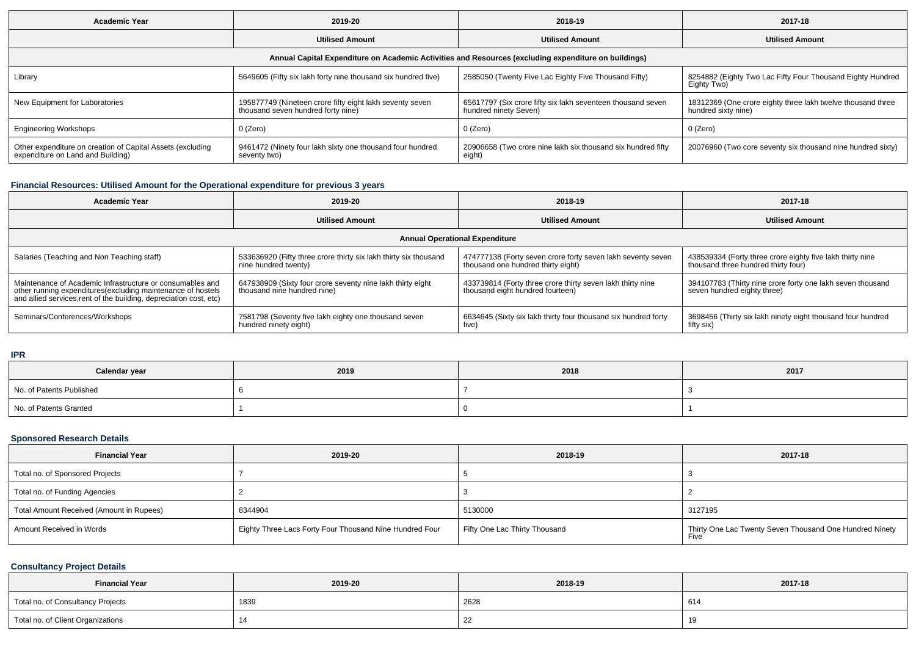| Academic Year | 2019-20 | 2018-19 | 2017-18 |
|---|---|---|---|
| | Utilised Amount | Utilised Amount | Utilised Amount |
| Annual Capital Expenditure on Academic Activities and Resources (excluding expenditure on buildings) | | | |
| Library | 5649605 (Fifty six lakh forty nine thousand six hundred five) | 2585050 (Twenty Five Lac Eighty Five Thousand Fifty) | 8254882 (Eighty Two Lac Fifty Four Thousand Eighty Hundred Eighty Two) |
| New Equipment for Laboratories | 195877749 (Nineteen crore fifty eight lakh seventy seven thousand seven hundred forty nine) | 65617797 (Six crore fifty six lakh seventeen thousand seven hundred ninety Seven) | 18312369 (One crore eighty three lakh twelve thousand three hundred sixty nine) |
| Engineering Workshops | 0 (Zero) | 0 (Zero) | 0 (Zero) |
| Other expenditure on creation of Capital Assets (excluding expenditure on Land and Building) | 9461472 (Ninety four lakh sixty one thousand four hundred seventy two) | 20906658 (Two crore nine lakh six thousand six hundred fifty eight) | 20076960 (Two core seventy six thousand nine hundred sixty) |

### Financial Resources: Utilised Amount for the Operational expenditure for previous 3 years

| Academic Year | 2019-20 | 2018-19 | 2017-18 |
|---|---|---|---|
| | Utilised Amount | Utilised Amount | Utilised Amount |
| Annual Operational Expenditure | | | |
| Salaries (Teaching and Non Teaching staff) | 533636920 (Fifty three crore thirty six lakh thirty six thousand nine hundred twenty) | 474777138 (Forty seven crore forty seven lakh seventy seven thousand one hundred thirty eight) | 438539334 (Forty three crore eighty five lakh thirty nine thousand three hundred thirty four) |
| Maintenance of Academic Infrastructure or consumables and other running expenditures(excluding maintenance of hostels and allied services,rent of the building, depreciation cost, etc) | 647938909 (Sixty four crore seventy nine lakh thirty eight thousand nine hundred nine) | 433739814 (Forty three crore thirty seven lakh thirty nine thousand eight hundred fourteen) | 394107783 (Thirty nine crore forty one lakh seven thousand seven hundred eighty three) |
| Seminars/Conferences/Workshops | 7581798 (Seventy five lakh eighty one thousand seven hundred ninety eight) | 6634645 (Sixty six lakh thirty four thousand six hundred forty five) | 3698456 (Thirty six lakh ninety eight thousand four hundred fifty six) |

### IPR

| Calendar year | 2019 | 2018 | 2017 |
|---|---|---|---|
| No. of Patents Published | 6 | 7 | 3 |
| No. of Patents Granted | 1 | 0 | 1 |

### Sponsored Research Details

| Financial Year | 2019-20 | 2018-19 | 2017-18 |
|---|---|---|---|
| Total no. of Sponsored Projects | 7 | 5 | 3 |
| Total no. of Funding Agencies | 2 | 3 | 2 |
| Total Amount Received (Amount in Rupees) | 8344904 | 5130000 | 3127195 |
| Amount Received in Words | Eighty Three Lacs Forty Four Thousand Nine Hundred Four | Fifty One Lac Thirty Thousand | Thirty One Lac Twenty Seven Thousand One Hundred Ninety Five |

### Consultancy Project Details

| Financial Year | 2019-20 | 2018-19 | 2017-18 |
|---|---|---|---|
| Total no. of Consultancy Projects | 1839 | 2628 | 614 |
| Total no. of Client Organizations | 14 | 22 | 19 |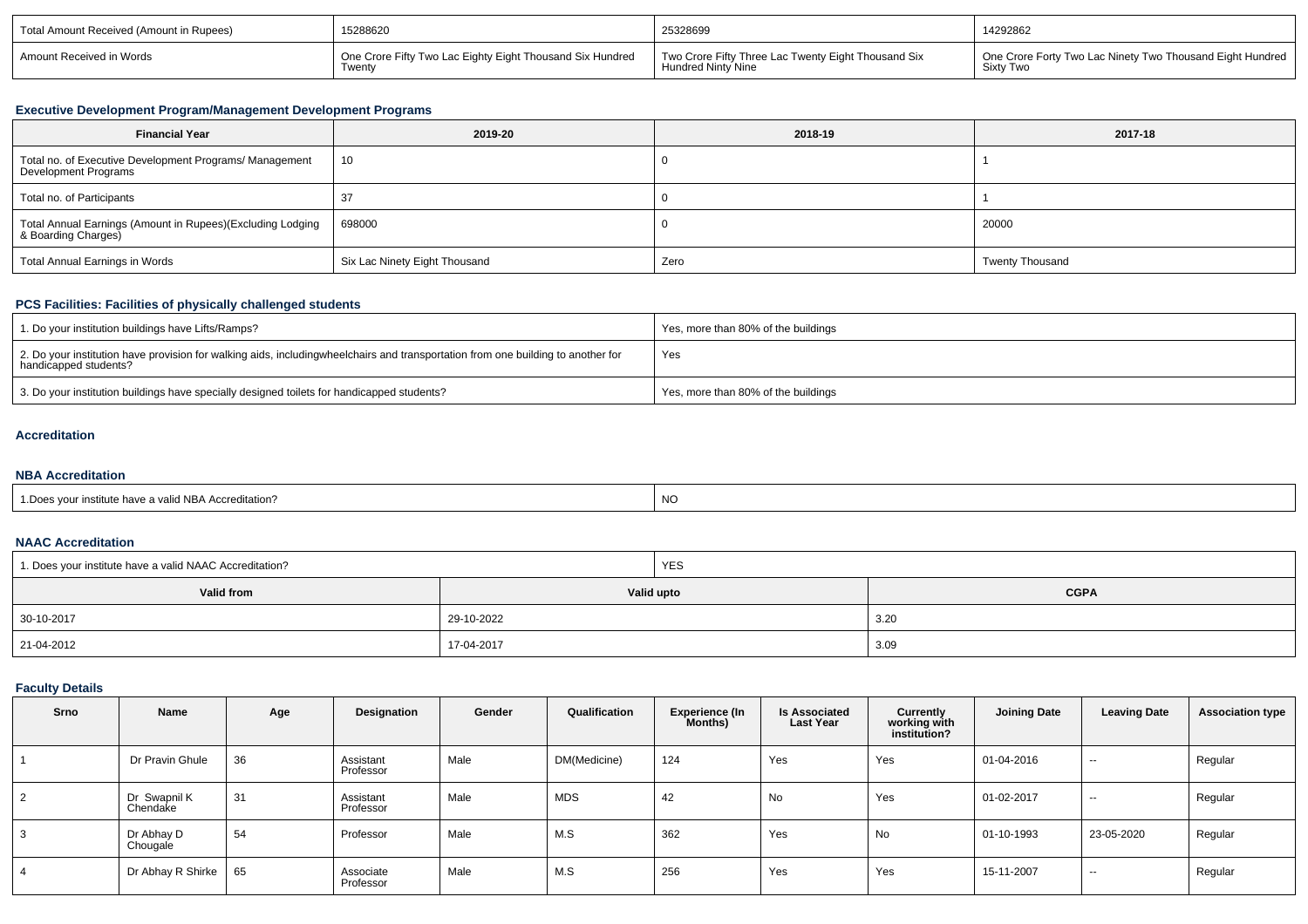| Total Amount Received (Amount in Rupees) | 15288620 | 25328699 | 14292862 |
|---|---|---|---|
| Amount Received in Words | One Crore Fifty Two Lac Eighty Eight Thousand Six Hundred Twenty | Two Crore Fifty Three Lac Twenty Eight Thousand Six Hundred Ninty Nine | One Crore Forty Two Lac Ninety Two Thousand Eight Hundred Sixty Two |

### Executive Development Program/Management Development Programs

| Financial Year | 2019-20 | 2018-19 | 2017-18 |
|---|---|---|---|
| Total no. of Executive Development Programs/ Management Development Programs | 10 | 0 | 1 |
| Total no. of Participants | 37 | 0 | 1 |
| Total Annual Earnings (Amount in Rupees)(Excluding Lodging & Boarding Charges) | 698000 | 0 | 20000 |
| Total Annual Earnings in Words | Six Lac Ninety Eight Thousand | Zero | Twenty Thousand |

### PCS Facilities: Facilities of physically challenged students

| | |
|---|---|
| 1. Do your institution buildings have Lifts/Ramps? | Yes, more than 80% of the buildings |
| 2. Do your institution have provision for walking aids, includingwheelchairs and transportation from one building to another for handicapped students? | Yes |
| 3. Do your institution buildings have specially designed toilets for handicapped students? | Yes, more than 80% of the buildings |

### Accreditation

### NBA Accreditation

| | |
|---|---|
| 1.Does your institute have a valid NBA Accreditation? | NO |

### NAAC Accreditation

| | |
|---|---|
| 1. Does your institute have a valid NAAC Accreditation? | YES |

| Valid from | Valid upto | CGPA |
|---|---|---|
| 30-10-2017 | 29-10-2022 | 3.20 |
| 21-04-2012 | 17-04-2017 | 3.09 |

### Faculty Details

| Srno | Name | Age | Designation | Gender | Qualification | Experience (In Months) | Is Associated Last Year | Currently working with institution? | Joining Date | Leaving Date | Association type |
|---|---|---|---|---|---|---|---|---|---|---|---|
| 1 | Dr Pravin Ghule | 36 | Assistant Professor | Male | DM(Medicine) | 124 | Yes | Yes | 01-04-2016 | -- | Regular |
| 2 | Dr Swapnil K Chendake | 31 | Assistant Professor | Male | MDS | 42 | No | Yes | 01-02-2017 | -- | Regular |
| 3 | Dr Abhay D Chougale | 54 | Professor | Male | M.S | 362 | Yes | No | 01-10-1993 | 23-05-2020 | Regular |
| 4 | Dr Abhay R Shirke | 65 | Associate Professor | Male | M.S | 256 | Yes | Yes | 15-11-2007 | -- | Regular |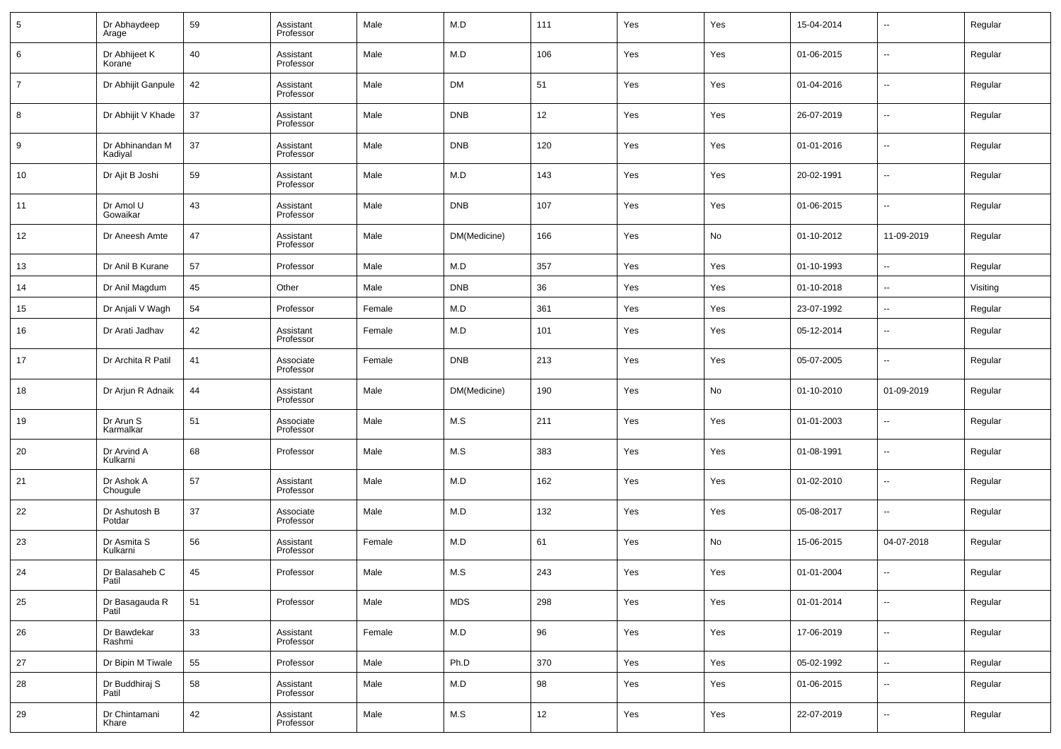| | | | | | | | | | | | |
|---|---|---|---|---|---|---|---|---|---|---|---|
| 5 | Dr Abhaydeep Arage | 59 | Assistant Professor | Male | M.D | 111 | Yes | Yes | 15-04-2014 | -- | Regular |
| 6 | Dr Abhijeet K Korane | 40 | Assistant Professor | Male | M.D | 106 | Yes | Yes | 01-06-2015 | -- | Regular |
| 7 | Dr Abhijit Ganpule | 42 | Assistant Professor | Male | DM | 51 | Yes | Yes | 01-04-2016 | -- | Regular |
| 8 | Dr Abhijit V Khade | 37 | Assistant Professor | Male | DNB | 12 | Yes | Yes | 26-07-2019 | -- | Regular |
| 9 | Dr Abhinandan M Kadiyal | 37 | Assistant Professor | Male | DNB | 120 | Yes | Yes | 01-01-2016 | -- | Regular |
| 10 | Dr Ajit B Joshi | 59 | Assistant Professor | Male | M.D | 143 | Yes | Yes | 20-02-1991 | -- | Regular |
| 11 | Dr Amol U Gowaikar | 43 | Assistant Professor | Male | DNB | 107 | Yes | Yes | 01-06-2015 | -- | Regular |
| 12 | Dr Aneesh Amte | 47 | Assistant Professor | Male | DM(Medicine) | 166 | Yes | No | 01-10-2012 | 11-09-2019 | Regular |
| 13 | Dr Anil B Kurane | 57 | Professor | Male | M.D | 357 | Yes | Yes | 01-10-1993 | -- | Regular |
| 14 | Dr Anil Magdum | 45 | Other | Male | DNB | 36 | Yes | Yes | 01-10-2018 | -- | Visiting |
| 15 | Dr Anjali V Wagh | 54 | Professor | Female | M.D | 361 | Yes | Yes | 23-07-1992 | -- | Regular |
| 16 | Dr Arati Jadhav | 42 | Assistant Professor | Female | M.D | 101 | Yes | Yes | 05-12-2014 | -- | Regular |
| 17 | Dr Archita R Patil | 41 | Associate Professor | Female | DNB | 213 | Yes | Yes | 05-07-2005 | -- | Regular |
| 18 | Dr Arjun R Adnaik | 44 | Assistant Professor | Male | DM(Medicine) | 190 | Yes | No | 01-10-2010 | 01-09-2019 | Regular |
| 19 | Dr Arun S Karmalkar | 51 | Associate Professor | Male | M.S | 211 | Yes | Yes | 01-01-2003 | -- | Regular |
| 20 | Dr Arvind A Kulkarni | 68 | Professor | Male | M.S | 383 | Yes | Yes | 01-08-1991 | -- | Regular |
| 21 | Dr Ashok A Chougule | 57 | Assistant Professor | Male | M.D | 162 | Yes | Yes | 01-02-2010 | -- | Regular |
| 22 | Dr Ashutosh B Potdar | 37 | Associate Professor | Male | M.D | 132 | Yes | Yes | 05-08-2017 | -- | Regular |
| 23 | Dr Asmita S Kulkarni | 56 | Assistant Professor | Female | M.D | 61 | Yes | No | 15-06-2015 | 04-07-2018 | Regular |
| 24 | Dr Balasaheb C Patil | 45 | Professor | Male | M.S | 243 | Yes | Yes | 01-01-2004 | -- | Regular |
| 25 | Dr Basagauda R Patil | 51 | Professor | Male | MDS | 298 | Yes | Yes | 01-01-2014 | -- | Regular |
| 26 | Dr Bawdekar Rashmi | 33 | Assistant Professor | Female | M.D | 96 | Yes | Yes | 17-06-2019 | -- | Regular |
| 27 | Dr Bipin M Tiwale | 55 | Professor | Male | Ph.D | 370 | Yes | Yes | 05-02-1992 | -- | Regular |
| 28 | Dr Buddhiraj S Patil | 58 | Assistant Professor | Male | M.D | 98 | Yes | Yes | 01-06-2015 | -- | Regular |
| 29 | Dr Chintamani Khare | 42 | Assistant Professor | Male | M.S | 12 | Yes | Yes | 22-07-2019 | -- | Regular |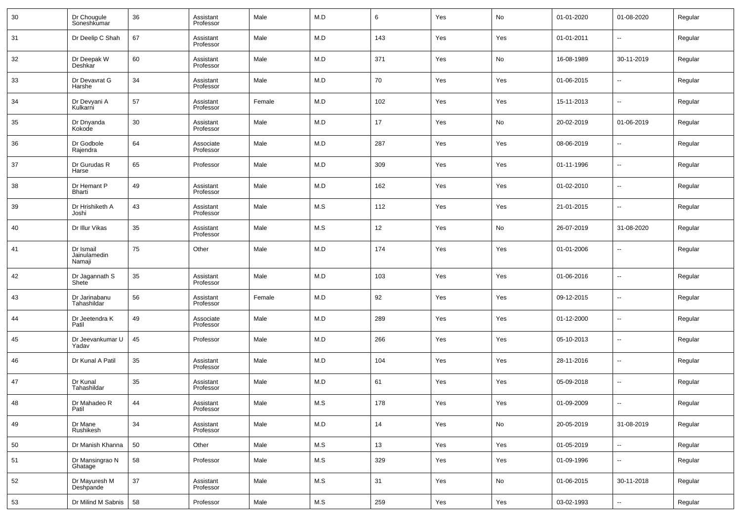| 30 | Dr Chougule Soneshkumar | 36 | Assistant Professor | Male | M.D | 6 | Yes | No | 01-01-2020 | 01-08-2020 | Regular |
|---|---|---|---|---|---|---|---|---|---|---|---|
| 31 | Dr Deelip C Shah | 67 | Assistant Professor | Male | M.D | 143 | Yes | Yes | 01-01-2011 | -- | Regular |
| 32 | Dr Deepak W Deshkar | 60 | Assistant Professor | Male | M.D | 371 | Yes | No | 16-08-1989 | 30-11-2019 | Regular |
| 33 | Dr Devavrat G Harshe | 34 | Assistant Professor | Male | M.D | 70 | Yes | Yes | 01-06-2015 | -- | Regular |
| 34 | Dr Devyani A Kulkarni | 57 | Assistant Professor | Female | M.D | 102 | Yes | Yes | 15-11-2013 | -- | Regular |
| 35 | Dr Dnyanda Kokode | 30 | Assistant Professor | Male | M.D | 17 | Yes | No | 20-02-2019 | 01-06-2019 | Regular |
| 36 | Dr Godbole Rajendra | 64 | Associate Professor | Male | M.D | 287 | Yes | Yes | 08-06-2019 | -- | Regular |
| 37 | Dr Gurudas R Harse | 65 | Professor | Male | M.D | 309 | Yes | Yes | 01-11-1996 | -- | Regular |
| 38 | Dr Hemant P Bharti | 49 | Assistant Professor | Male | M.D | 162 | Yes | Yes | 01-02-2010 | -- | Regular |
| 39 | Dr Hrishiketh A Joshi | 43 | Assistant Professor | Male | M.S | 112 | Yes | Yes | 21-01-2015 | -- | Regular |
| 40 | Dr Illur Vikas | 35 | Assistant Professor | Male | M.S | 12 | Yes | No | 26-07-2019 | 31-08-2020 | Regular |
| 41 | Dr Ismail Jainulamedin Namaji | 75 | Other | Male | M.D | 174 | Yes | Yes | 01-01-2006 | -- | Regular |
| 42 | Dr Jagannath S Shete | 35 | Assistant Professor | Male | M.D | 103 | Yes | Yes | 01-06-2016 | -- | Regular |
| 43 | Dr Jarinabanu Tahashildar | 56 | Assistant Professor | Female | M.D | 92 | Yes | Yes | 09-12-2015 | -- | Regular |
| 44 | Dr Jeetendra K Patil | 49 | Associate Professor | Male | M.D | 289 | Yes | Yes | 01-12-2000 | -- | Regular |
| 45 | Dr Jeevankumar U Yadav | 45 | Professor | Male | M.D | 266 | Yes | Yes | 05-10-2013 | -- | Regular |
| 46 | Dr Kunal A Patil | 35 | Assistant Professor | Male | M.D | 104 | Yes | Yes | 28-11-2016 | -- | Regular |
| 47 | Dr Kunal Tahashildar | 35 | Assistant Professor | Male | M.D | 61 | Yes | Yes | 05-09-2018 | -- | Regular |
| 48 | Dr Mahadeo R Patil | 44 | Assistant Professor | Male | M.S | 178 | Yes | Yes | 01-09-2009 | -- | Regular |
| 49 | Dr Mane Rushikesh | 34 | Assistant Professor | Male | M.D | 14 | Yes | No | 20-05-2019 | 31-08-2019 | Regular |
| 50 | Dr Manish Khanna | 50 | Other | Male | M.S | 13 | Yes | Yes | 01-05-2019 | -- | Regular |
| 51 | Dr Mansingrao N Ghatage | 58 | Professor | Male | M.S | 329 | Yes | Yes | 01-09-1996 | -- | Regular |
| 52 | Dr Mayuresh M Deshpande | 37 | Assistant Professor | Male | M.S | 31 | Yes | No | 01-06-2015 | 30-11-2018 | Regular |
| 53 | Dr Milind M Sabnis | 58 | Professor | Male | M.S | 259 | Yes | Yes | 03-02-1993 | -- | Regular |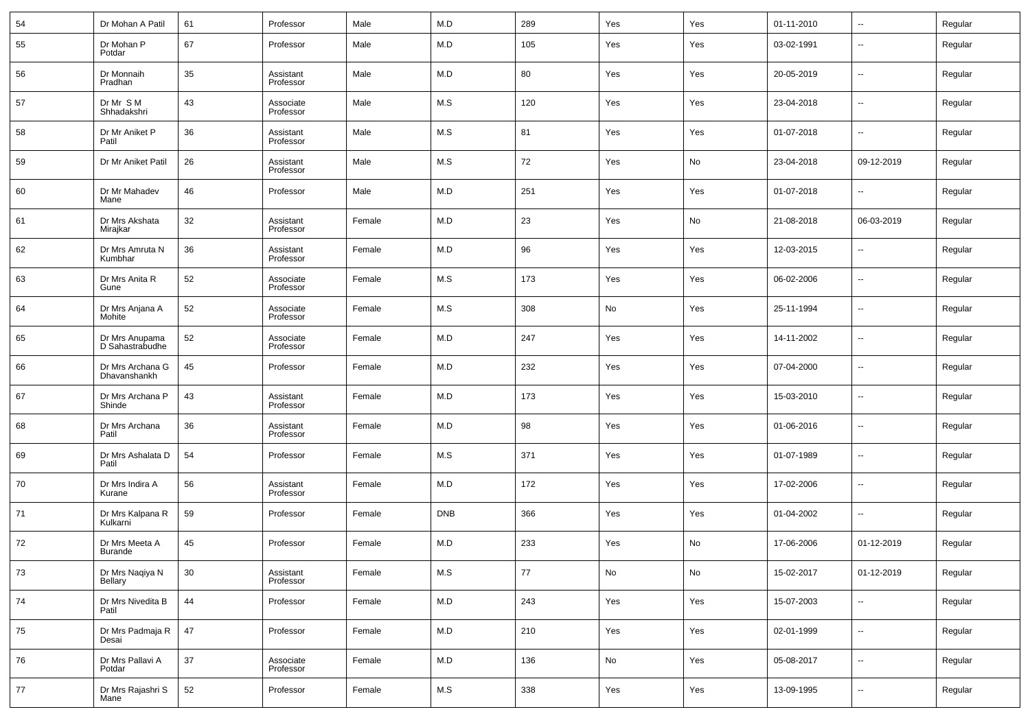| 54 | Dr Mohan A Patil | 61 | Professor | Male | M.D | 289 | Yes | Yes | 01-11-2010 | -- | Regular |
|---|---|---|---|---|---|---|---|---|---|---|---|
| 55 | Dr Mohan P Potdar | 67 | Professor | Male | M.D | 105 | Yes | Yes | 03-02-1991 | -- | Regular |
| 56 | Dr Monnaih Pradhan | 35 | Assistant Professor | Male | M.D | 80 | Yes | Yes | 20-05-2019 | -- | Regular |
| 57 | Dr Mr S M Shhadakshri | 43 | Associate Professor | Male | M.S | 120 | Yes | Yes | 23-04-2018 | -- | Regular |
| 58 | Dr Mr Aniket P Patil | 36 | Assistant Professor | Male | M.S | 81 | Yes | Yes | 01-07-2018 | -- | Regular |
| 59 | Dr Mr Aniket Patil | 26 | Assistant Professor | Male | M.S | 72 | Yes | No | 23-04-2018 | 09-12-2019 | Regular |
| 60 | Dr Mr Mahadev Mane | 46 | Professor | Male | M.D | 251 | Yes | Yes | 01-07-2018 | -- | Regular |
| 61 | Dr Mrs Akshata Mirajkar | 32 | Assistant Professor | Female | M.D | 23 | Yes | No | 21-08-2018 | 06-03-2019 | Regular |
| 62 | Dr Mrs Amruta N Kumbhar | 36 | Assistant Professor | Female | M.D | 96 | Yes | Yes | 12-03-2015 | -- | Regular |
| 63 | Dr Mrs Anita R Gune | 52 | Associate Professor | Female | M.S | 173 | Yes | Yes | 06-02-2006 | -- | Regular |
| 64 | Dr Mrs Anjana A Mohite | 52 | Associate Professor | Female | M.S | 308 | No | Yes | 25-11-1994 | -- | Regular |
| 65 | Dr Mrs Anupama D Sahastrabudhe | 52 | Associate Professor | Female | M.D | 247 | Yes | Yes | 14-11-2002 | -- | Regular |
| 66 | Dr Mrs Archana G Dhavanshankh | 45 | Professor | Female | M.D | 232 | Yes | Yes | 07-04-2000 | -- | Regular |
| 67 | Dr Mrs Archana P Shinde | 43 | Assistant Professor | Female | M.D | 173 | Yes | Yes | 15-03-2010 | -- | Regular |
| 68 | Dr Mrs Archana Patil | 36 | Assistant Professor | Female | M.D | 98 | Yes | Yes | 01-06-2016 | -- | Regular |
| 69 | Dr Mrs Ashalata D Patil | 54 | Professor | Female | M.S | 371 | Yes | Yes | 01-07-1989 | -- | Regular |
| 70 | Dr Mrs Indira A Kurane | 56 | Assistant Professor | Female | M.D | 172 | Yes | Yes | 17-02-2006 | -- | Regular |
| 71 | Dr Mrs Kalpana R Kulkarni | 59 | Professor | Female | DNB | 366 | Yes | Yes | 01-04-2002 | -- | Regular |
| 72 | Dr Mrs Meeta A Burande | 45 | Professor | Female | M.D | 233 | Yes | No | 17-06-2006 | 01-12-2019 | Regular |
| 73 | Dr Mrs Naqiya N Bellary | 30 | Assistant Professor | Female | M.S | 77 | No | No | 15-02-2017 | 01-12-2019 | Regular |
| 74 | Dr Mrs Nivedita B Patil | 44 | Professor | Female | M.D | 243 | Yes | Yes | 15-07-2003 | -- | Regular |
| 75 | Dr Mrs Padmaja R Desai | 47 | Professor | Female | M.D | 210 | Yes | Yes | 02-01-1999 | -- | Regular |
| 76 | Dr Mrs Pallavi A Potdar | 37 | Associate Professor | Female | M.D | 136 | No | Yes | 05-08-2017 | -- | Regular |
| 77 | Dr Mrs Rajashri S Mane | 52 | Professor | Female | M.S | 338 | Yes | Yes | 13-09-1995 | -- | Regular |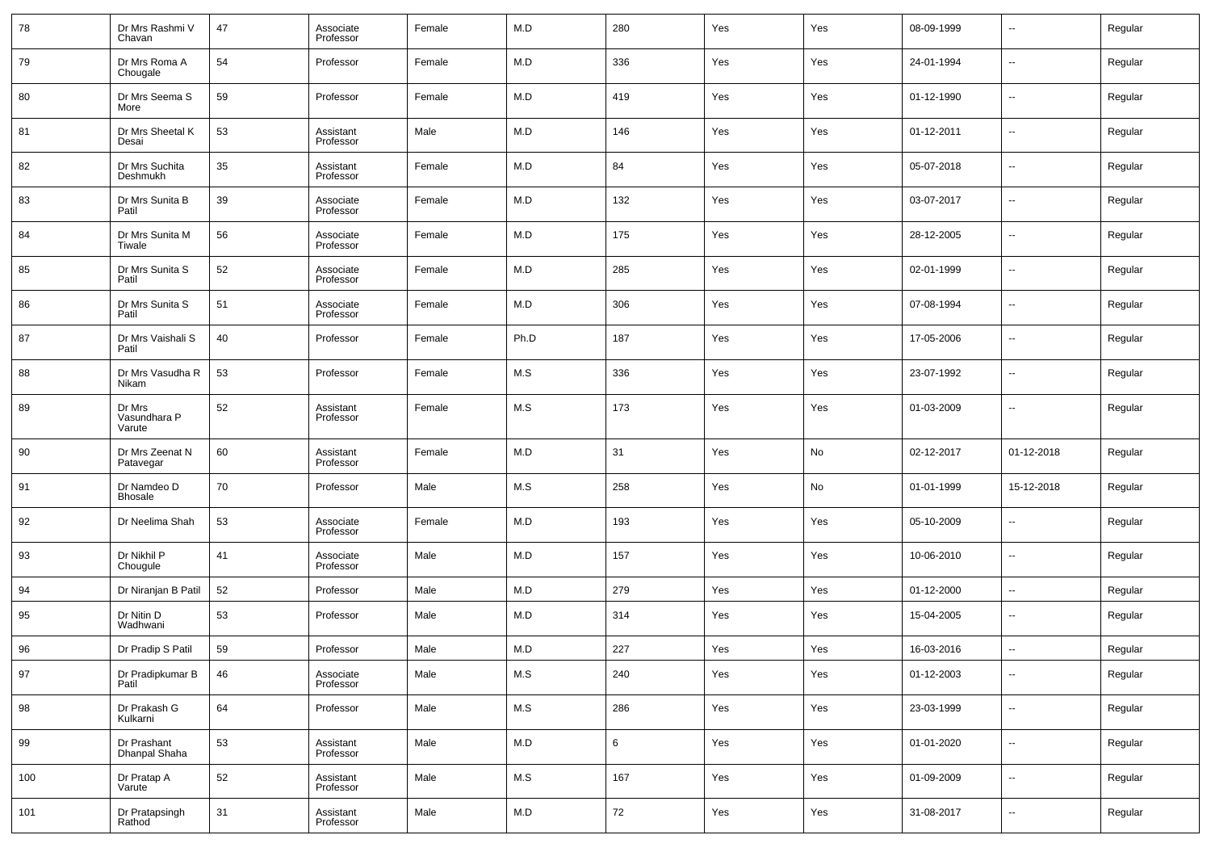| 78 | Dr Mrs Rashmi V Chavan | 47 | Associate Professor | Female | M.D | 280 | Yes | Yes | 08-09-1999 | -- | Regular |
|---|---|---|---|---|---|---|---|---|---|---|---|
| 79 | Dr Mrs Roma A Chougale | 54 | Professor | Female | M.D | 336 | Yes | Yes | 24-01-1994 | -- | Regular |
| 80 | Dr Mrs Seema S More | 59 | Professor | Female | M.D | 419 | Yes | Yes | 01-12-1990 | -- | Regular |
| 81 | Dr Mrs Sheetal K Desai | 53 | Assistant Professor | Male | M.D | 146 | Yes | Yes | 01-12-2011 | -- | Regular |
| 82 | Dr Mrs Suchita Deshmukh | 35 | Assistant Professor | Female | M.D | 84 | Yes | Yes | 05-07-2018 | -- | Regular |
| 83 | Dr Mrs Sunita B Patil | 39 | Associate Professor | Female | M.D | 132 | Yes | Yes | 03-07-2017 | -- | Regular |
| 84 | Dr Mrs Sunita M Tiwale | 56 | Associate Professor | Female | M.D | 175 | Yes | Yes | 28-12-2005 | -- | Regular |
| 85 | Dr Mrs Sunita S Patil | 52 | Associate Professor | Female | M.D | 285 | Yes | Yes | 02-01-1999 | -- | Regular |
| 86 | Dr Mrs Sunita S Patil | 51 | Associate Professor | Female | M.D | 306 | Yes | Yes | 07-08-1994 | -- | Regular |
| 87 | Dr Mrs Vaishali S Patil | 40 | Professor | Female | Ph.D | 187 | Yes | Yes | 17-05-2006 | -- | Regular |
| 88 | Dr Mrs Vasudha R Nikam | 53 | Professor | Female | M.S | 336 | Yes | Yes | 23-07-1992 | -- | Regular |
| 89 | Dr Mrs Vasundhara P Varute | 52 | Assistant Professor | Female | M.S | 173 | Yes | Yes | 01-03-2009 | -- | Regular |
| 90 | Dr Mrs Zeenat N Patavegar | 60 | Assistant Professor | Female | M.D | 31 | Yes | No | 02-12-2017 | 01-12-2018 | Regular |
| 91 | Dr Namdeo D Bhosale | 70 | Professor | Male | M.S | 258 | Yes | No | 01-01-1999 | 15-12-2018 | Regular |
| 92 | Dr Neelima Shah | 53 | Associate Professor | Female | M.D | 193 | Yes | Yes | 05-10-2009 | -- | Regular |
| 93 | Dr Nikhil P Chougule | 41 | Associate Professor | Male | M.D | 157 | Yes | Yes | 10-06-2010 | -- | Regular |
| 94 | Dr Niranjan B Patil | 52 | Professor | Male | M.D | 279 | Yes | Yes | 01-12-2000 | -- | Regular |
| 95 | Dr Nitin D Wadhwani | 53 | Professor | Male | M.D | 314 | Yes | Yes | 15-04-2005 | -- | Regular |
| 96 | Dr Pradip S Patil | 59 | Professor | Male | M.D | 227 | Yes | Yes | 16-03-2016 | -- | Regular |
| 97 | Dr Pradipkumar B Patil | 46 | Associate Professor | Male | M.S | 240 | Yes | Yes | 01-12-2003 | -- | Regular |
| 98 | Dr Prakash G Kulkarni | 64 | Professor | Male | M.S | 286 | Yes | Yes | 23-03-1999 | -- | Regular |
| 99 | Dr Prashant Dhanpal Shaha | 53 | Assistant Professor | Male | M.D | 6 | Yes | Yes | 01-01-2020 | -- | Regular |
| 100 | Dr Pratap A Varute | 52 | Assistant Professor | Male | M.S | 167 | Yes | Yes | 01-09-2009 | -- | Regular |
| 101 | Dr Pratapsingh Rathod | 31 | Assistant Professor | Male | M.D | 72 | Yes | Yes | 31-08-2017 | -- | Regular |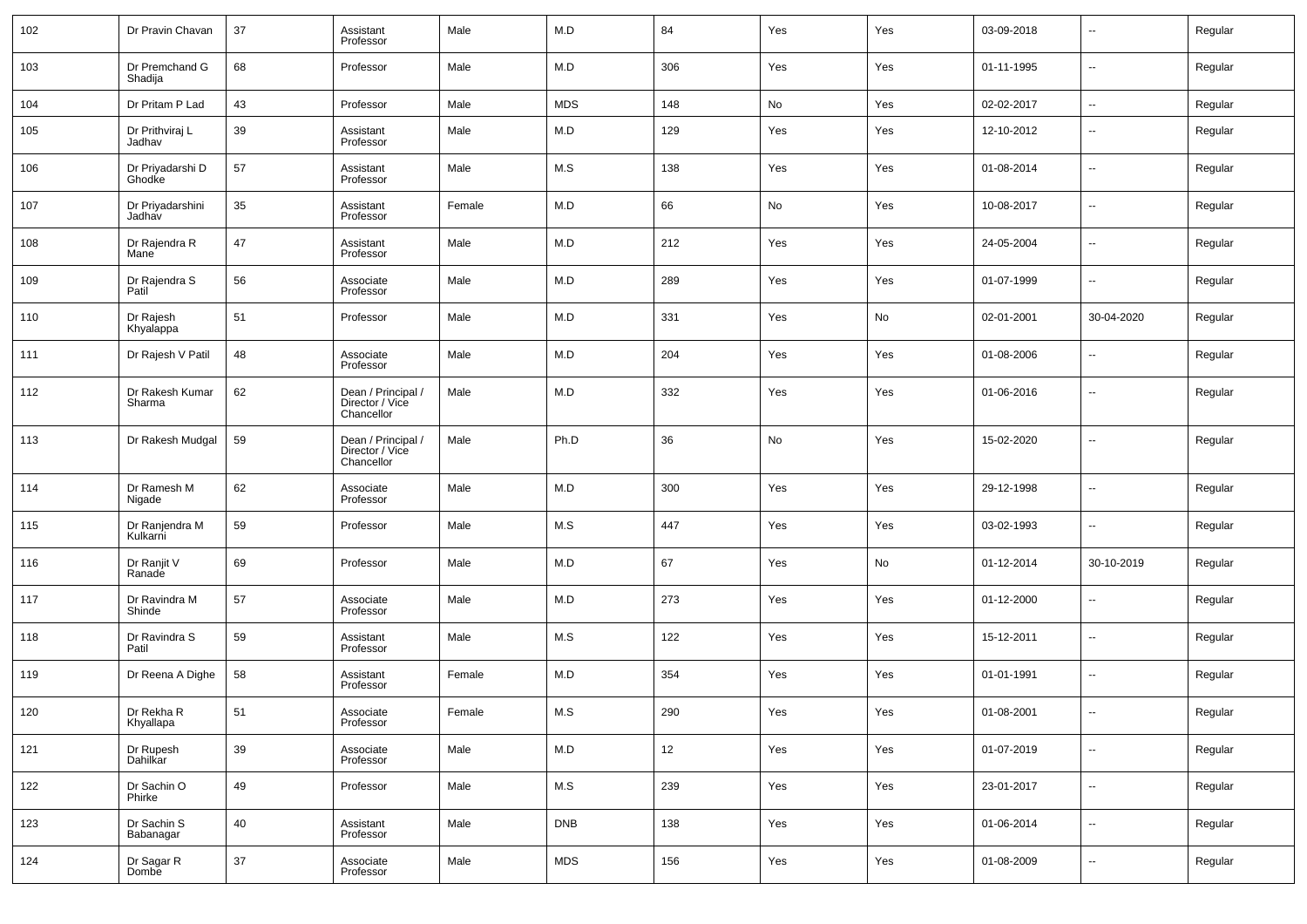| | | | | | | | | | | | |
|---|---|---|---|---|---|---|---|---|---|---|---|
| 102 | Dr Pravin Chavan | 37 | Assistant Professor | Male | M.D | 84 | Yes | Yes | 03-09-2018 | -- | Regular |
| 103 | Dr Premchand G Shadija | 68 | Professor | Male | M.D | 306 | Yes | Yes | 01-11-1995 | -- | Regular |
| 104 | Dr Pritam P Lad | 43 | Professor | Male | MDS | 148 | No | Yes | 02-02-2017 | -- | Regular |
| 105 | Dr Prithviraj L Jadhav | 39 | Assistant Professor | Male | M.D | 129 | Yes | Yes | 12-10-2012 | -- | Regular |
| 106 | Dr Priyadarshi D Ghodke | 57 | Assistant Professor | Male | M.S | 138 | Yes | Yes | 01-08-2014 | -- | Regular |
| 107 | Dr Priyadarshini Jadhav | 35 | Assistant Professor | Female | M.D | 66 | No | Yes | 10-08-2017 | -- | Regular |
| 108 | Dr Rajendra R Mane | 47 | Assistant Professor | Male | M.D | 212 | Yes | Yes | 24-05-2004 | -- | Regular |
| 109 | Dr Rajendra S Patil | 56 | Associate Professor | Male | M.D | 289 | Yes | Yes | 01-07-1999 | -- | Regular |
| 110 | Dr Rajesh Khyalappa | 51 | Professor | Male | M.D | 331 | Yes | No | 02-01-2001 | 30-04-2020 | Regular |
| 111 | Dr Rajesh V Patil | 48 | Associate Professor | Male | M.D | 204 | Yes | Yes | 01-08-2006 | -- | Regular |
| 112 | Dr Rakesh Kumar Sharma | 62 | Dean / Principal / Director / Vice Chancellor | Male | M.D | 332 | Yes | Yes | 01-06-2016 | -- | Regular |
| 113 | Dr Rakesh Mudgal | 59 | Dean / Principal / Director / Vice Chancellor | Male | Ph.D | 36 | No | Yes | 15-02-2020 | -- | Regular |
| 114 | Dr Ramesh M Nigade | 62 | Associate Professor | Male | M.D | 300 | Yes | Yes | 29-12-1998 | -- | Regular |
| 115 | Dr Ranjendra M Kulkarni | 59 | Professor | Male | M.S | 447 | Yes | Yes | 03-02-1993 | -- | Regular |
| 116 | Dr Ranjit V Ranade | 69 | Professor | Male | M.D | 67 | Yes | No | 01-12-2014 | 30-10-2019 | Regular |
| 117 | Dr Ravindra M Shinde | 57 | Associate Professor | Male | M.D | 273 | Yes | Yes | 01-12-2000 | -- | Regular |
| 118 | Dr Ravindra S Patil | 59 | Assistant Professor | Male | M.S | 122 | Yes | Yes | 15-12-2011 | -- | Regular |
| 119 | Dr Reena A Dighe | 58 | Assistant Professor | Female | M.D | 354 | Yes | Yes | 01-01-1991 | -- | Regular |
| 120 | Dr Rekha R Khyallapa | 51 | Associate Professor | Female | M.S | 290 | Yes | Yes | 01-08-2001 | -- | Regular |
| 121 | Dr Rupesh Dahilkar | 39 | Associate Professor | Male | M.D | 12 | Yes | Yes | 01-07-2019 | -- | Regular |
| 122 | Dr Sachin O Phirke | 49 | Professor | Male | M.S | 239 | Yes | Yes | 23-01-2017 | -- | Regular |
| 123 | Dr Sachin S Babanagar | 40 | Assistant Professor | Male | DNB | 138 | Yes | Yes | 01-06-2014 | -- | Regular |
| 124 | Dr Sagar R Dombe | 37 | Associate Professor | Male | MDS | 156 | Yes | Yes | 01-08-2009 | -- | Regular |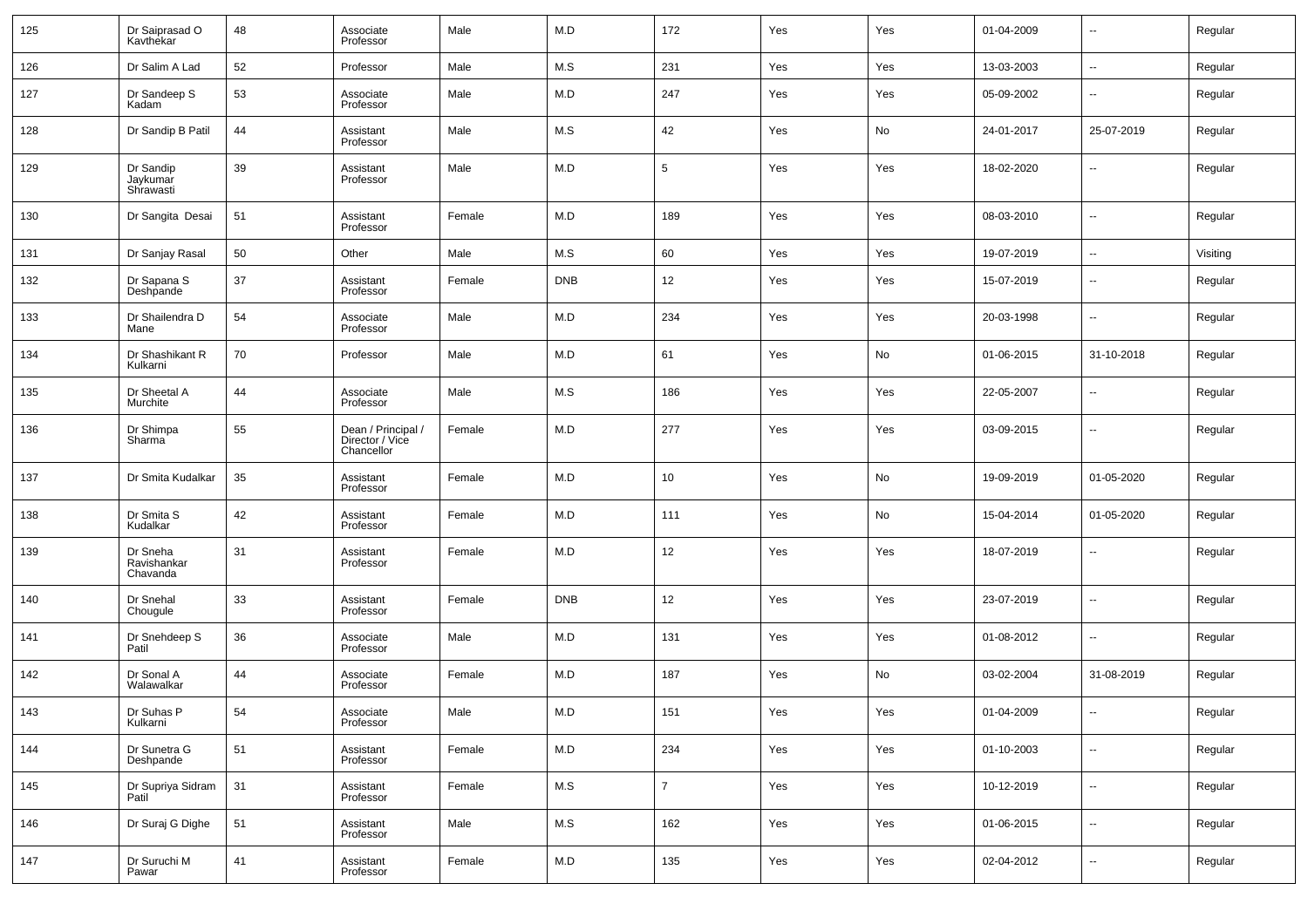| 125 | Dr Saiprasad O Kavthekar | 48 | Associate Professor | Male | M.D | 172 | Yes | Yes | 01-04-2009 | -- | Regular |
|---|---|---|---|---|---|---|---|---|---|---|---|
| 126 | Dr Salim A Lad | 52 | Professor | Male | M.S | 231 | Yes | Yes | 13-03-2003 | -- | Regular |
| 127 | Dr Sandeep S Kadam | 53 | Associate Professor | Male | M.D | 247 | Yes | Yes | 05-09-2002 | -- | Regular |
| 128 | Dr Sandip B Patil | 44 | Assistant Professor | Male | M.S | 42 | Yes | No | 24-01-2017 | 25-07-2019 | Regular |
| 129 | Dr Sandip Jaykumar Shrawasti | 39 | Assistant Professor | Male | M.D | 5 | Yes | Yes | 18-02-2020 | -- | Regular |
| 130 | Dr Sangita Desai | 51 | Assistant Professor | Female | M.D | 189 | Yes | Yes | 08-03-2010 | -- | Regular |
| 131 | Dr Sanjay Rasal | 50 | Other | Male | M.S | 60 | Yes | Yes | 19-07-2019 | -- | Visiting |
| 132 | Dr Sapana S Deshpande | 37 | Assistant Professor | Female | DNB | 12 | Yes | Yes | 15-07-2019 | -- | Regular |
| 133 | Dr Shailendra D Mane | 54 | Associate Professor | Male | M.D | 234 | Yes | Yes | 20-03-1998 | -- | Regular |
| 134 | Dr Shashikant R Kulkarni | 70 | Professor | Male | M.D | 61 | Yes | No | 01-06-2015 | 31-10-2018 | Regular |
| 135 | Dr Sheetal A Murchite | 44 | Associate Professor | Male | M.S | 186 | Yes | Yes | 22-05-2007 | -- | Regular |
| 136 | Dr Shimpa Sharma | 55 | Dean / Principal / Director / Vice Chancellor | Female | M.D | 277 | Yes | Yes | 03-09-2015 | -- | Regular |
| 137 | Dr Smita Kudalkar | 35 | Assistant Professor | Female | M.D | 10 | Yes | No | 19-09-2019 | 01-05-2020 | Regular |
| 138 | Dr Smita S Kudalkar | 42 | Assistant Professor | Female | M.D | 111 | Yes | No | 15-04-2014 | 01-05-2020 | Regular |
| 139 | Dr Sneha Ravishankar Chavanda | 31 | Assistant Professor | Female | M.D | 12 | Yes | Yes | 18-07-2019 | -- | Regular |
| 140 | Dr Snehal Chougule | 33 | Assistant Professor | Female | DNB | 12 | Yes | Yes | 23-07-2019 | -- | Regular |
| 141 | Dr Snehdeep S Patil | 36 | Associate Professor | Male | M.D | 131 | Yes | Yes | 01-08-2012 | -- | Regular |
| 142 | Dr Sonal A Walawalkar | 44 | Associate Professor | Female | M.D | 187 | Yes | No | 03-02-2004 | 31-08-2019 | Regular |
| 143 | Dr Suhas P Kulkarni | 54 | Associate Professor | Male | M.D | 151 | Yes | Yes | 01-04-2009 | -- | Regular |
| 144 | Dr Sunetra G Deshpande | 51 | Assistant Professor | Female | M.D | 234 | Yes | Yes | 01-10-2003 | -- | Regular |
| 145 | Dr Supriya Sidram Patil | 31 | Assistant Professor | Female | M.S | 7 | Yes | Yes | 10-12-2019 | -- | Regular |
| 146 | Dr Suraj G Dighe | 51 | Assistant Professor | Male | M.S | 162 | Yes | Yes | 01-06-2015 | -- | Regular |
| 147 | Dr Suruchi M Pawar | 41 | Assistant Professor | Female | M.D | 135 | Yes | Yes | 02-04-2012 | -- | Regular |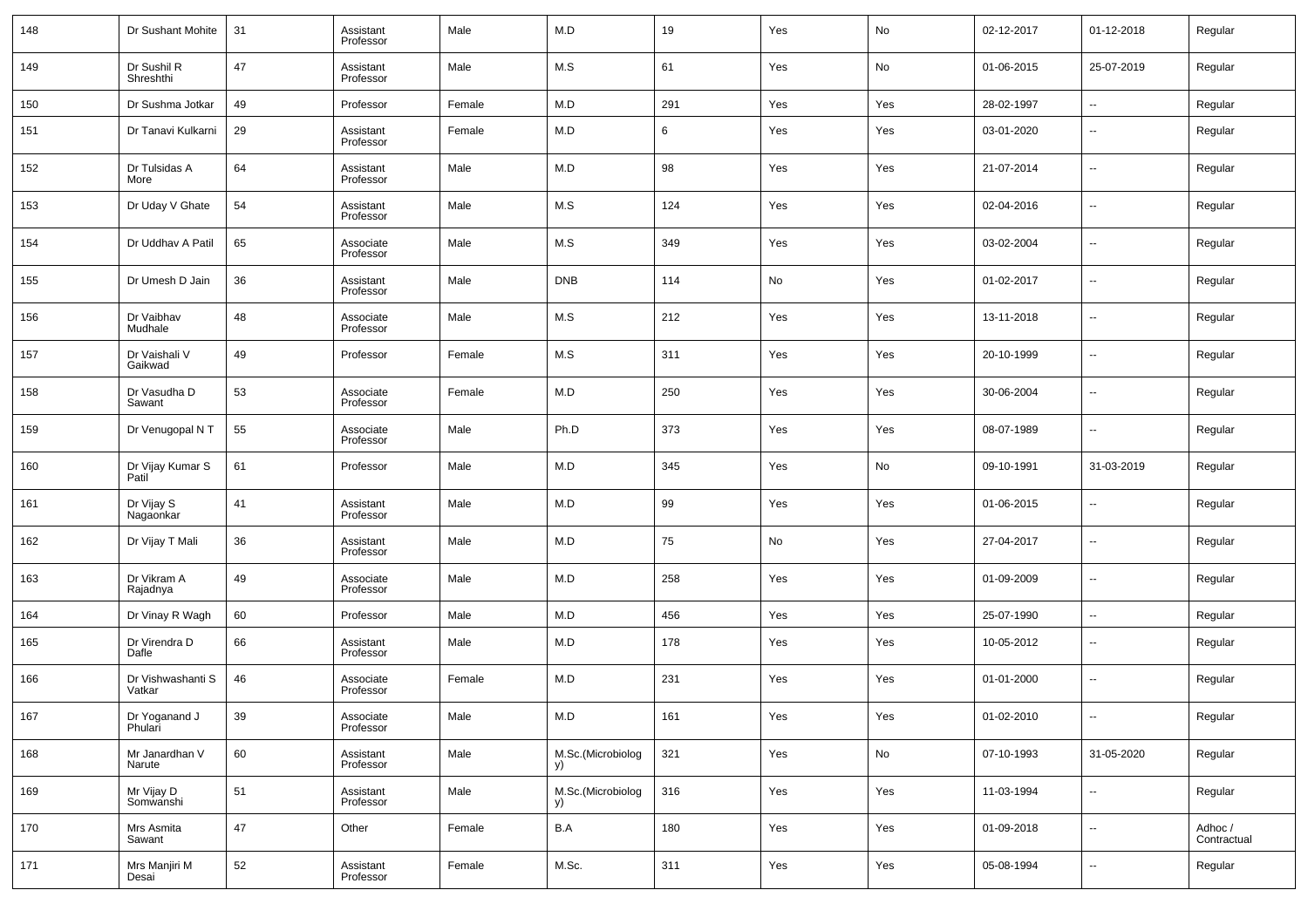| 148 | Dr Sushant Mohite | 31 | Assistant Professor | Male | M.D | 19 | Yes | No | 02-12-2017 | 01-12-2018 | Regular |
|---|---|---|---|---|---|---|---|---|---|---|---|
| 149 | Dr Sushil R Shreshthi | 47 | Assistant Professor | Male | M.S | 61 | Yes | No | 01-06-2015 | 25-07-2019 | Regular |
| 150 | Dr Sushma Jotkar | 49 | Professor | Female | M.D | 291 | Yes | Yes | 28-02-1997 | -- | Regular |
| 151 | Dr Tanavi Kulkarni | 29 | Assistant Professor | Female | M.D | 6 | Yes | Yes | 03-01-2020 | -- | Regular |
| 152 | Dr Tulsidas A More | 64 | Assistant Professor | Male | M.D | 98 | Yes | Yes | 21-07-2014 | -- | Regular |
| 153 | Dr Uday V Ghate | 54 | Assistant Professor | Male | M.S | 124 | Yes | Yes | 02-04-2016 | -- | Regular |
| 154 | Dr Uddhav A Patil | 65 | Associate Professor | Male | M.S | 349 | Yes | Yes | 03-02-2004 | -- | Regular |
| 155 | Dr Umesh D Jain | 36 | Assistant Professor | Male | DNB | 114 | No | Yes | 01-02-2017 | -- | Regular |
| 156 | Dr Vaibhav Mudhale | 48 | Associate Professor | Male | M.S | 212 | Yes | Yes | 13-11-2018 | -- | Regular |
| 157 | Dr Vaishali V Gaikwad | 49 | Professor | Female | M.S | 311 | Yes | Yes | 20-10-1999 | -- | Regular |
| 158 | Dr Vasudha D Sawant | 53 | Associate Professor | Female | M.D | 250 | Yes | Yes | 30-06-2004 | -- | Regular |
| 159 | Dr Venugopal N T | 55 | Associate Professor | Male | Ph.D | 373 | Yes | Yes | 08-07-1989 | -- | Regular |
| 160 | Dr Vijay Kumar S Patil | 61 | Professor | Male | M.D | 345 | Yes | No | 09-10-1991 | 31-03-2019 | Regular |
| 161 | Dr Vijay S Nagaonkar | 41 | Assistant Professor | Male | M.D | 99 | Yes | Yes | 01-06-2015 | -- | Regular |
| 162 | Dr Vijay T Mali | 36 | Assistant Professor | Male | M.D | 75 | No | Yes | 27-04-2017 | -- | Regular |
| 163 | Dr Vikram A Rajadnya | 49 | Associate Professor | Male | M.D | 258 | Yes | Yes | 01-09-2009 | -- | Regular |
| 164 | Dr Vinay R Wagh | 60 | Professor | Male | M.D | 456 | Yes | Yes | 25-07-1990 | -- | Regular |
| 165 | Dr Virendra D Dafle | 66 | Assistant Professor | Male | M.D | 178 | Yes | Yes | 10-05-2012 | -- | Regular |
| 166 | Dr Vishwashanti S Vatkar | 46 | Associate Professor | Female | M.D | 231 | Yes | Yes | 01-01-2000 | -- | Regular |
| 167 | Dr Yoganand J Phulari | 39 | Associate Professor | Male | M.D | 161 | Yes | Yes | 01-02-2010 | -- | Regular |
| 168 | Mr Janardhan V Narute | 60 | Assistant Professor | Male | M.Sc.(Microbiology) | 321 | Yes | No | 07-10-1993 | 31-05-2020 | Regular |
| 169 | Mr Vijay D Somwanshi | 51 | Assistant Professor | Male | M.Sc.(Microbiology) | 316 | Yes | Yes | 11-03-1994 | -- | Regular |
| 170 | Mrs Asmita Sawant | 47 | Other | Female | B.A | 180 | Yes | Yes | 01-09-2018 | -- | Adhoc / Contractual |
| 171 | Mrs Manjiri M Desai | 52 | Assistant Professor | Female | M.Sc. | 311 | Yes | Yes | 05-08-1994 | -- | Regular |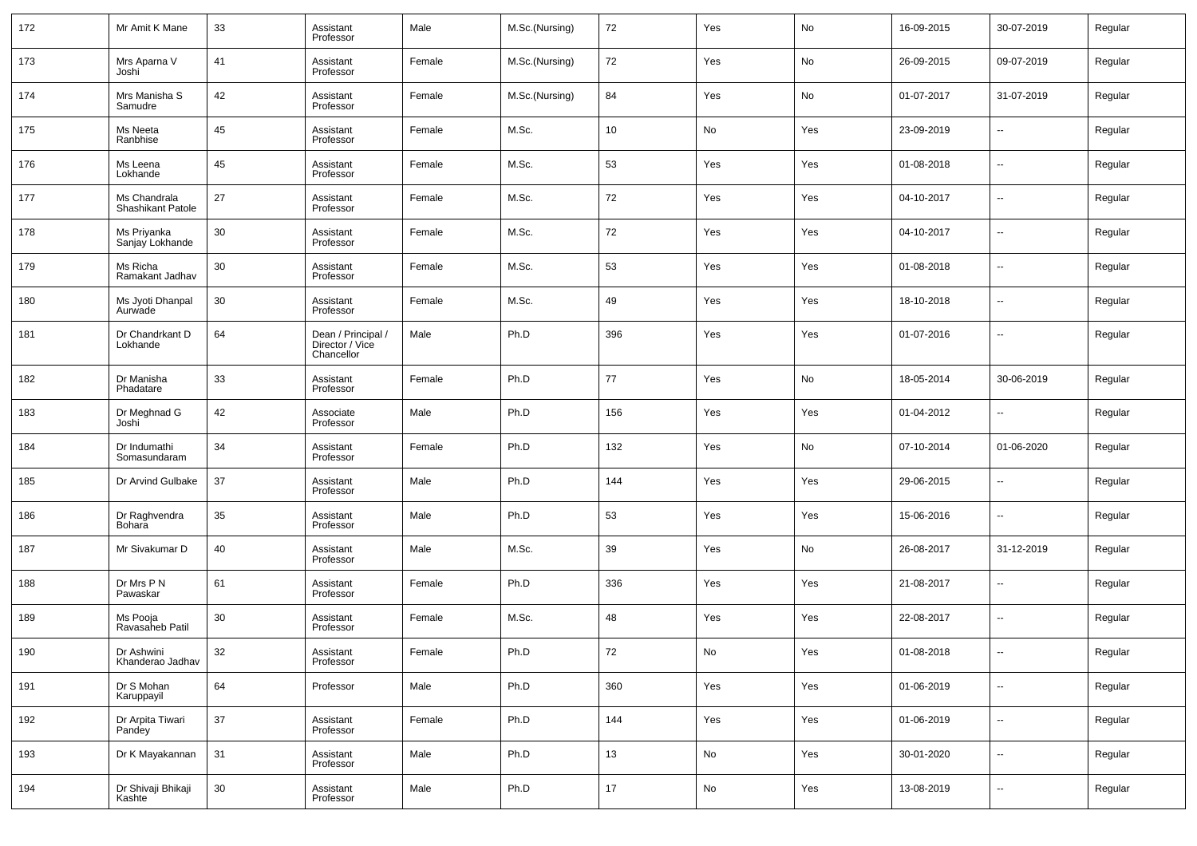| 172 | Mr Amit K Mane | 33 | Assistant Professor | Male | M.Sc.(Nursing) | 72 | Yes | No | 16-09-2015 | 30-07-2019 | Regular |
|---|---|---|---|---|---|---|---|---|---|---|---|
| 173 | Mrs Aparna V Joshi | 41 | Assistant Professor | Female | M.Sc.(Nursing) | 72 | Yes | No | 26-09-2015 | 09-07-2019 | Regular |
| 174 | Mrs Manisha S Samudre | 42 | Assistant Professor | Female | M.Sc.(Nursing) | 84 | Yes | No | 01-07-2017 | 31-07-2019 | Regular |
| 175 | Ms Neeta Ranbhise | 45 | Assistant Professor | Female | M.Sc. | 10 | No | Yes | 23-09-2019 | -- | Regular |
| 176 | Ms Leena Lokhande | 45 | Assistant Professor | Female | M.Sc. | 53 | Yes | Yes | 01-08-2018 | -- | Regular |
| 177 | Ms Chandrala Shashikant Patole | 27 | Assistant Professor | Female | M.Sc. | 72 | Yes | Yes | 04-10-2017 | -- | Regular |
| 178 | Ms Priyanka Sanjay Lokhande | 30 | Assistant Professor | Female | M.Sc. | 72 | Yes | Yes | 04-10-2017 | -- | Regular |
| 179 | Ms Richa Ramakant Jadhav | 30 | Assistant Professor | Female | M.Sc. | 53 | Yes | Yes | 01-08-2018 | -- | Regular |
| 180 | Ms Jyoti Dhanpal Aurwade | 30 | Assistant Professor | Female | M.Sc. | 49 | Yes | Yes | 18-10-2018 | -- | Regular |
| 181 | Dr Chandrkant D Lokhande | 64 | Dean / Principal / Director / Vice Chancellor | Male | Ph.D | 396 | Yes | Yes | 01-07-2016 | -- | Regular |
| 182 | Dr Manisha Phadatare | 33 | Assistant Professor | Female | Ph.D | 77 | Yes | No | 18-05-2014 | 30-06-2019 | Regular |
| 183 | Dr Meghnad G Joshi | 42 | Associate Professor | Male | Ph.D | 156 | Yes | Yes | 01-04-2012 | -- | Regular |
| 184 | Dr Indumathi Somasundaram | 34 | Assistant Professor | Female | Ph.D | 132 | Yes | No | 07-10-2014 | 01-06-2020 | Regular |
| 185 | Dr Arvind Gulbake | 37 | Assistant Professor | Male | Ph.D | 144 | Yes | Yes | 29-06-2015 | -- | Regular |
| 186 | Dr Raghvendra Bohara | 35 | Assistant Professor | Male | Ph.D | 53 | Yes | Yes | 15-06-2016 | -- | Regular |
| 187 | Mr Sivakumar D | 40 | Assistant Professor | Male | M.Sc. | 39 | Yes | No | 26-08-2017 | 31-12-2019 | Regular |
| 188 | Dr Mrs P N Pawaskar | 61 | Assistant Professor | Female | Ph.D | 336 | Yes | Yes | 21-08-2017 | -- | Regular |
| 189 | Ms Pooja Ravasaheb Patil | 30 | Assistant Professor | Female | M.Sc. | 48 | Yes | Yes | 22-08-2017 | -- | Regular |
| 190 | Dr Ashwini Khanderao Jadhav | 32 | Assistant Professor | Female | Ph.D | 72 | No | Yes | 01-08-2018 | -- | Regular |
| 191 | Dr S Mohan Karuppayil | 64 | Professor | Male | Ph.D | 360 | Yes | Yes | 01-06-2019 | -- | Regular |
| 192 | Dr Arpita Tiwari Pandey | 37 | Assistant Professor | Female | Ph.D | 144 | Yes | Yes | 01-06-2019 | -- | Regular |
| 193 | Dr K Mayakannan | 31 | Assistant Professor | Male | Ph.D | 13 | No | Yes | 30-01-2020 | -- | Regular |
| 194 | Dr Shivaji Bhikaji Kashte | 30 | Assistant Professor | Male | Ph.D | 17 | No | Yes | 13-08-2019 | -- | Regular |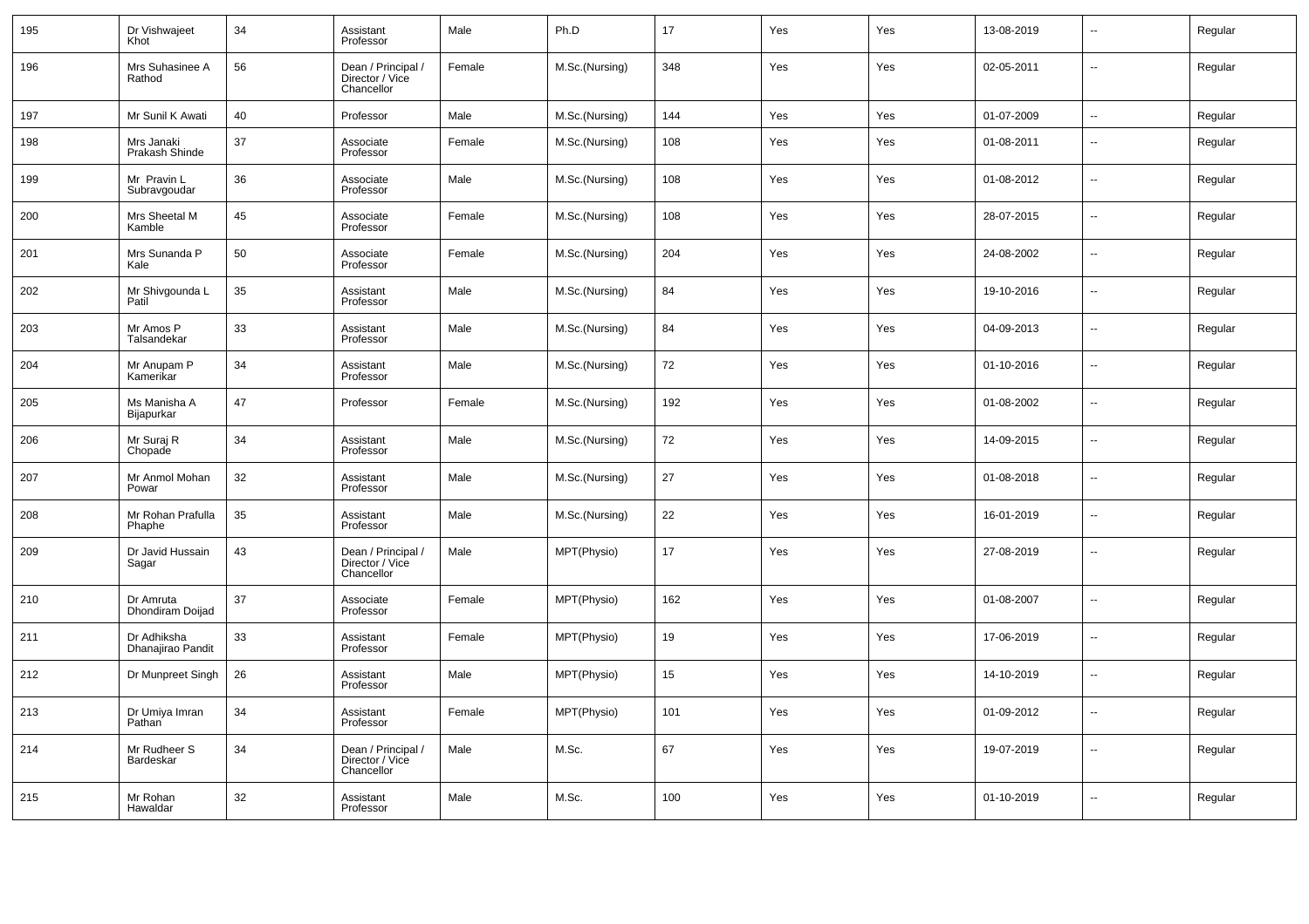| | | | | | | | | | | | |
|---|---|---|---|---|---|---|---|---|---|---|---|
| 195 | Dr Vishwajeet Khot | 34 | Assistant Professor | Male | Ph.D | 17 | Yes | Yes | 13-08-2019 | -- | Regular |
| 196 | Mrs Suhasinee A Rathod | 56 | Dean / Principal / Director / Vice Chancellor | Female | M.Sc.(Nursing) | 348 | Yes | Yes | 02-05-2011 | -- | Regular |
| 197 | Mr Sunil K Awati | 40 | Professor | Male | M.Sc.(Nursing) | 144 | Yes | Yes | 01-07-2009 | -- | Regular |
| 198 | Mrs Janaki Prakash Shinde | 37 | Associate Professor | Female | M.Sc.(Nursing) | 108 | Yes | Yes | 01-08-2011 | -- | Regular |
| 199 | Mr Pravin L Subravgoudar | 36 | Associate Professor | Male | M.Sc.(Nursing) | 108 | Yes | Yes | 01-08-2012 | -- | Regular |
| 200 | Mrs Sheetal M Kamble | 45 | Associate Professor | Female | M.Sc.(Nursing) | 108 | Yes | Yes | 28-07-2015 | -- | Regular |
| 201 | Mrs Sunanda P Kale | 50 | Associate Professor | Female | M.Sc.(Nursing) | 204 | Yes | Yes | 24-08-2002 | -- | Regular |
| 202 | Mr Shivgounda L Patil | 35 | Assistant Professor | Male | M.Sc.(Nursing) | 84 | Yes | Yes | 19-10-2016 | -- | Regular |
| 203 | Mr Amos P Talsandekar | 33 | Assistant Professor | Male | M.Sc.(Nursing) | 84 | Yes | Yes | 04-09-2013 | -- | Regular |
| 204 | Mr Anupam P Kamerikar | 34 | Assistant Professor | Male | M.Sc.(Nursing) | 72 | Yes | Yes | 01-10-2016 | -- | Regular |
| 205 | Ms Manisha A Bijapurkar | 47 | Professor | Female | M.Sc.(Nursing) | 192 | Yes | Yes | 01-08-2002 | -- | Regular |
| 206 | Mr Suraj R Chopade | 34 | Assistant Professor | Male | M.Sc.(Nursing) | 72 | Yes | Yes | 14-09-2015 | -- | Regular |
| 207 | Mr Anmol Mohan Powar | 32 | Assistant Professor | Male | M.Sc.(Nursing) | 27 | Yes | Yes | 01-08-2018 | -- | Regular |
| 208 | Mr Rohan Prafulla Phaphe | 35 | Assistant Professor | Male | M.Sc.(Nursing) | 22 | Yes | Yes | 16-01-2019 | -- | Regular |
| 209 | Dr Javid Hussain Sagar | 43 | Dean / Principal / Director / Vice Chancellor | Male | MPT(Physio) | 17 | Yes | Yes | 27-08-2019 | -- | Regular |
| 210 | Dr Amruta Dhondiram Doijad | 37 | Associate Professor | Female | MPT(Physio) | 162 | Yes | Yes | 01-08-2007 | -- | Regular |
| 211 | Dr Adhiksha Dhanajirao Pandit | 33 | Assistant Professor | Female | MPT(Physio) | 19 | Yes | Yes | 17-06-2019 | -- | Regular |
| 212 | Dr Munpreet Singh | 26 | Assistant Professor | Male | MPT(Physio) | 15 | Yes | Yes | 14-10-2019 | -- | Regular |
| 213 | Dr Umiya Imran Pathan | 34 | Assistant Professor | Female | MPT(Physio) | 101 | Yes | Yes | 01-09-2012 | -- | Regular |
| 214 | Mr Rudheer S Bardeskar | 34 | Dean / Principal / Director / Vice Chancellor | Male | M.Sc. | 67 | Yes | Yes | 19-07-2019 | -- | Regular |
| 215 | Mr Rohan Hawaldar | 32 | Assistant Professor | Male | M.Sc. | 100 | Yes | Yes | 01-10-2019 | -- | Regular |